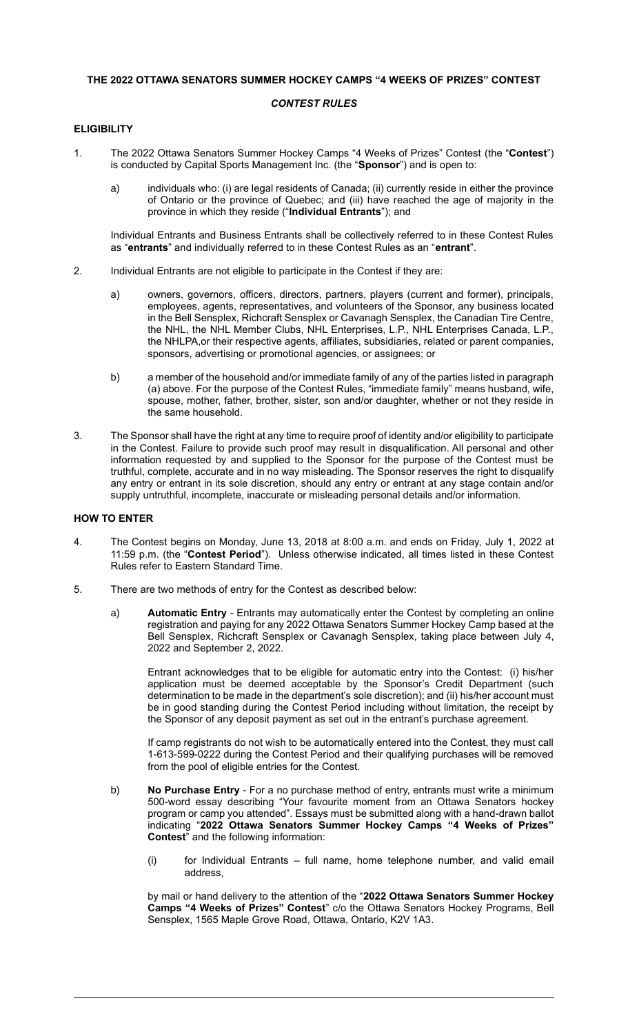**THE 2022 OTTAWA SENATORS SUMMER HOCKEY CAMPS "4 WEEKS OF PRIZES" CONTEST**

***CONTEST RULES***

**ELIGIBILITY**

1. The 2022 Ottawa Senators Summer Hockey Camps "4 Weeks of Prizes" Contest (the "**Contest**") is conducted by Capital Sports Management Inc. (the "**Sponsor**") and is open to:

   a) individuals who: (i) are legal residents of Canada; (ii) currently reside in either the province of Ontario or the province of Quebec; and (iii) have reached the age of majority in the province in which they reside ("**Individual Entrants**"); and

   Individual Entrants and Business Entrants shall be collectively referred to in these Contest Rules as "**entrants**" and individually referred to in these Contest Rules as an "**entrant**".

2. Individual Entrants are not eligible to participate in the Contest if they are:

   a) owners, governors, officers, directors, partners, players (current and former), principals, employees, agents, representatives, and volunteers of the Sponsor, any business located in the Bell Sensplex, Richcraft Sensplex or Cavanagh Sensplex, the Canadian Tire Centre, the NHL, the NHL Member Clubs, NHL Enterprises, L.P., NHL Enterprises Canada, L.P., the NHLPA,or their respective agents, affiliates, subsidiaries, related or parent companies, sponsors, advertising or promotional agencies, or assignees; or

   b) a member of the household and/or immediate family of any of the parties listed in paragraph (a) above. For the purpose of the Contest Rules, "immediate family" means husband, wife, spouse, mother, father, brother, sister, son and/or daughter, whether or not they reside in the same household.

3. The Sponsor shall have the right at any time to require proof of identity and/or eligibility to participate in the Contest. Failure to provide such proof may result in disqualification. All personal and other information requested by and supplied to the Sponsor for the purpose of the Contest must be truthful, complete, accurate and in no way misleading. The Sponsor reserves the right to disqualify any entry or entrant in its sole discretion, should any entry or entrant at any stage contain and/or supply untruthful, incomplete, inaccurate or misleading personal details and/or information.

**HOW TO ENTER**

4. The Contest begins on Monday, June 13, 2018 at 8:00 a.m. and ends on Friday, July 1, 2022 at 11:59 p.m. (the "**Contest Period**"). Unless otherwise indicated, all times listed in these Contest Rules refer to Eastern Standard Time.

5. There are two methods of entry for the Contest as described below:

   a) **Automatic Entry** - Entrants may automatically enter the Contest by completing an online registration and paying for any 2022 Ottawa Senators Summer Hockey Camp based at the Bell Sensplex, Richcraft Sensplex or Cavanagh Sensplex, taking place between July 4, 2022 and September 2, 2022.

      Entrant acknowledges that to be eligible for automatic entry into the Contest: (i) his/her application must be deemed acceptable by the Sponsor's Credit Department (such determination to be made in the department's sole discretion); and (ii) his/her account must be in good standing during the Contest Period including without limitation, the receipt by the Sponsor of any deposit payment as set out in the entrant's purchase agreement.

      If camp registrants do not wish to be automatically entered into the Contest, they must call 1-613-599-0222 during the Contest Period and their qualifying purchases will be removed from the pool of eligible entries for the Contest.

   b) **No Purchase Entry** - For a no purchase method of entry, entrants must write a minimum 500-word essay describing "Your favourite moment from an Ottawa Senators hockey program or camp you attended". Essays must be submitted along with a hand-drawn ballot indicating "**2022 Ottawa Senators Summer Hockey Camps "4 Weeks of Prizes" Contest**" and the following information:

      (i) for Individual Entrants – full name, home telephone number, and valid email address,

      by mail or hand delivery to the attention of the "**2022 Ottawa Senators Summer Hockey Camps "4 Weeks of Prizes" Contest**" c/o the Ottawa Senators Hockey Programs, Bell Sensplex, 1565 Maple Grove Road, Ottawa, Ontario, K2V 1A3.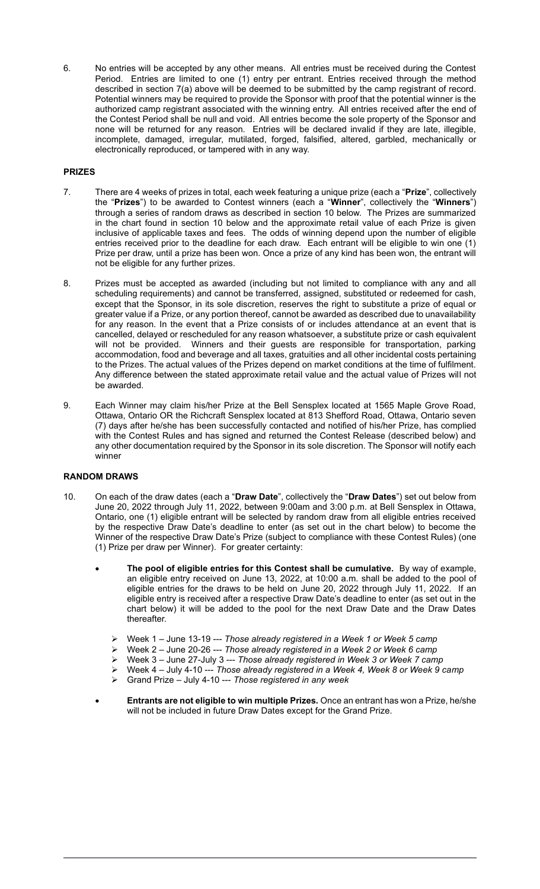6. No entries will be accepted by any other means. All entries must be received during the Contest Period. Entries are limited to one (1) entry per entrant. Entries received through the method described in section 7(a) above will be deemed to be submitted by the camp registrant of record. Potential winners may be required to provide the Sponsor with proof that the potential winner is the authorized camp registrant associated with the winning entry. All entries received after the end of the Contest Period shall be null and void. All entries become the sole property of the Sponsor and none will be returned for any reason. Entries will be declared invalid if they are late, illegible, incomplete, damaged, irregular, mutilated, forged, falsified, altered, garbled, mechanically or electronically reproduced, or tampered with in any way.

**PRIZES**

7. There are 4 weeks of prizes in total, each week featuring a unique prize (each a "**Prize**", collectively the "**Prizes**") to be awarded to Contest winners (each a "**Winner**", collectively the "**Winners**") through a series of random draws as described in section 10 below. The Prizes are summarized in the chart found in section 10 below and the approximate retail value of each Prize is given inclusive of applicable taxes and fees. The odds of winning depend upon the number of eligible entries received prior to the deadline for each draw. Each entrant will be eligible to win one (1) Prize per draw, until a prize has been won. Once a prize of any kind has been won, the entrant will not be eligible for any further prizes.

8. Prizes must be accepted as awarded (including but not limited to compliance with any and all scheduling requirements) and cannot be transferred, assigned, substituted or redeemed for cash, except that the Sponsor, in its sole discretion, reserves the right to substitute a prize of equal or greater value if a Prize, or any portion thereof, cannot be awarded as described due to unavailability for any reason. In the event that a Prize consists of or includes attendance at an event that is cancelled, delayed or rescheduled for any reason whatsoever, a substitute prize or cash equivalent will not be provided. Winners and their guests are responsible for transportation, parking accommodation, food and beverage and all taxes, gratuities and all other incidental costs pertaining to the Prizes. The actual values of the Prizes depend on market conditions at the time of fulfilment. Any difference between the stated approximate retail value and the actual value of Prizes will not be awarded.

9. Each Winner may claim his/her Prize at the Bell Sensplex located at 1565 Maple Grove Road, Ottawa, Ontario OR the Richcraft Sensplex located at 813 Shefford Road, Ottawa, Ontario seven (7) days after he/she has been successfully contacted and notified of his/her Prize, has complied with the Contest Rules and has signed and returned the Contest Release (described below) and any other documentation required by the Sponsor in its sole discretion. The Sponsor will notify each winner

**RANDOM DRAWS**

10. On each of the draw dates (each a "**Draw Date**", collectively the "**Draw Dates**") set out below from June 20, 2022 through July 11, 2022, between 9:00am and 3:00 p.m. at Bell Sensplex in Ottawa, Ontario, one (1) eligible entrant will be selected by random draw from all eligible entries received by the respective Draw Date's deadline to enter (as set out in the chart below) to become the Winner of the respective Draw Date's Prize (subject to compliance with these Contest Rules) (one (1) Prize per draw per Winner). For greater certainty:

   - **The pool of eligible entries for this Contest shall be cumulative.** By way of example, an eligible entry received on June 13, 2022, at 10:00 a.m. shall be added to the pool of eligible entries for the draws to be held on June 20, 2022 through July 11, 2022. If an eligible entry is received after a respective Draw Date's deadline to enter (as set out in the chart below) it will be added to the pool for the next Draw Date and the Draw Dates thereafter.
     - Week 1 – June 13-19 --- *Those already registered in a Week 1 or Week 5 camp*
     - Week 2 – June 20-26 --- *Those already registered in a Week 2 or Week 6 camp*
     - Week 3 – June 27-July 3 --- *Those already registered in Week 3 or Week 7 camp*
     - Week 4 – July 4-10 --- *Those already registered in a Week 4, Week 8 or Week 9 camp*
     - Grand Prize – July 4-10 --- *Those registered in any week*
   - **Entrants are not eligible to win multiple Prizes.** Once an entrant has won a Prize, he/she will not be included in future Draw Dates except for the Grand Prize.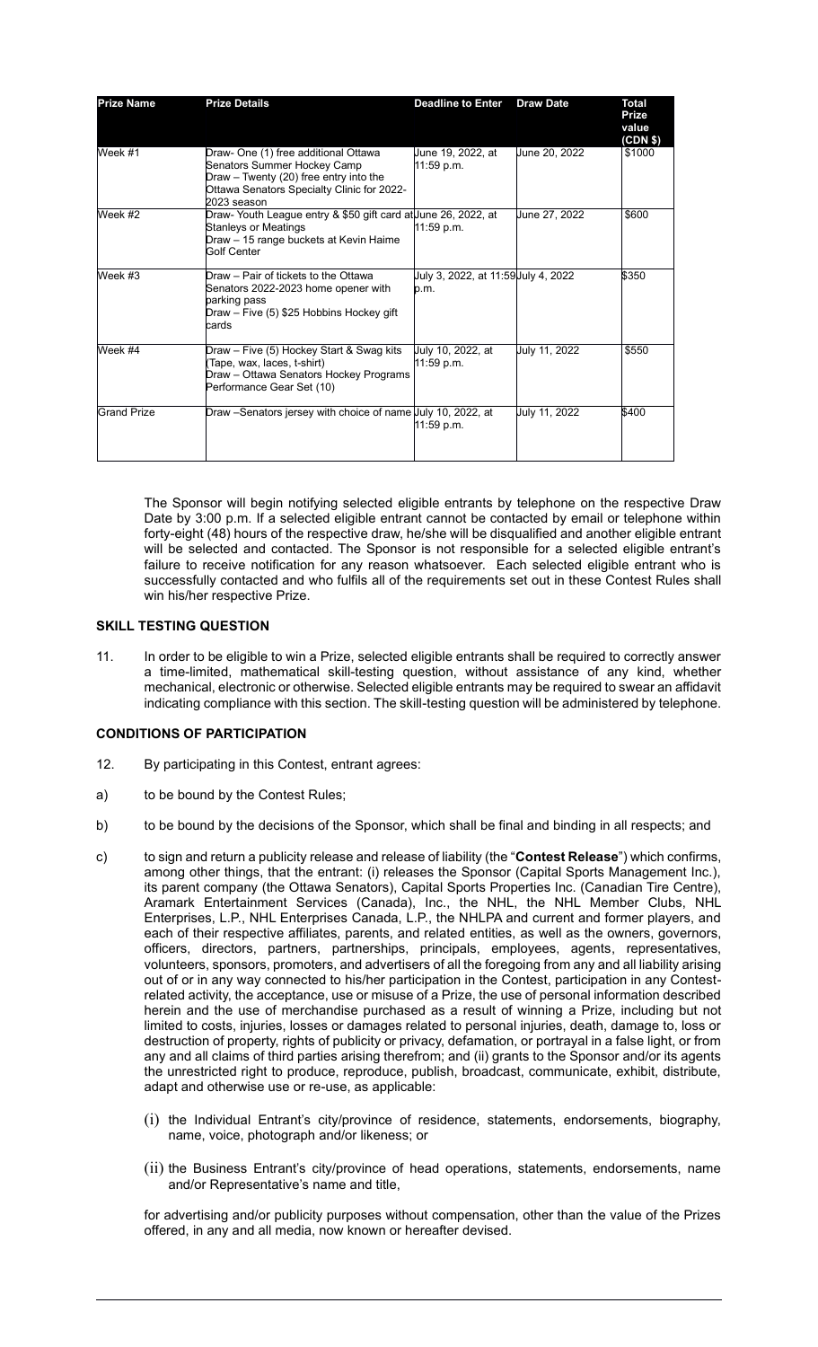| Prize Name | Prize Details | Deadline to Enter | Draw Date | Total Prize value (CDN $) |
|---|---|---|---|---|
| Week #1 | Draw- One (1) free additional Ottawa Senators Summer Hockey Camp<br>Draw – Twenty (20) free entry into the Ottawa Senators Specialty Clinic for 2022-2023 season | June 19, 2022, at 11:59 p.m. | June 20, 2022 | $1000 |
| Week #2 | Draw- Youth League entry & $50 gift card at Stanleys or Meatings<br>Draw – 15 range buckets at Kevin Haime Golf Center | June 26, 2022, at 11:59 p.m. | June 27, 2022 | $600 |
| Week #3 | Draw – Pair of tickets to the Ottawa Senators 2022-2023 home opener with parking pass<br>Draw – Five (5) $25 Hobbins Hockey gift cards | July 3, 2022, at 11:59 p.m. | July 4, 2022 | $350 |
| Week #4 | Draw – Five (5) Hockey Start & Swag kits (Tape, wax, laces, t-shirt)<br>Draw – Ottawa Senators Hockey Programs Performance Gear Set (10) | July 10, 2022, at 11:59 p.m. | July 11, 2022 | $550 |
| Grand Prize | Draw –Senators jersey with choice of name | July 10, 2022, at 11:59 p.m. | July 11, 2022 | $400 |

The Sponsor will begin notifying selected eligible entrants by telephone on the respective Draw Date by 3:00 p.m. If a selected eligible entrant cannot be contacted by email or telephone within forty-eight (48) hours of the respective draw, he/she will be disqualified and another eligible entrant will be selected and contacted. The Sponsor is not responsible for a selected eligible entrant's failure to receive notification for any reason whatsoever. Each selected eligible entrant who is successfully contacted and who fulfils all of the requirements set out in these Contest Rules shall win his/her respective Prize.

**SKILL TESTING QUESTION**

11. In order to be eligible to win a Prize, selected eligible entrants shall be required to correctly answer a time-limited, mathematical skill-testing question, without assistance of any kind, whether mechanical, electronic or otherwise. Selected eligible entrants may be required to swear an affidavit indicating compliance with this section. The skill-testing question will be administered by telephone.

**CONDITIONS OF PARTICIPATION**

12. By participating in this Contest, entrant agrees:

a) to be bound by the Contest Rules;

b) to be bound by the decisions of the Sponsor, which shall be final and binding in all respects; and

c) to sign and return a publicity release and release of liability (the "**Contest Release**") which confirms, among other things, that the entrant: (i) releases the Sponsor (Capital Sports Management Inc.), its parent company (the Ottawa Senators), Capital Sports Properties Inc. (Canadian Tire Centre), Aramark Entertainment Services (Canada), Inc., the NHL, the NHL Member Clubs, NHL Enterprises, L.P., NHL Enterprises Canada, L.P., the NHLPA and current and former players, and each of their respective affiliates, parents, and related entities, as well as the owners, governors, officers, directors, partners, partnerships, principals, employees, agents, representatives, volunteers, sponsors, promoters, and advertisers of all the foregoing from any and all liability arising out of or in any way connected to his/her participation in the Contest, participation in any Contest-related activity, the acceptance, use or misuse of a Prize, the use of personal information described herein and the use of merchandise purchased as a result of winning a Prize, including but not limited to costs, injuries, losses or damages related to personal injuries, death, damage to, loss or destruction of property, rights of publicity or privacy, defamation, or portrayal in a false light, or from any and all claims of third parties arising therefrom; and (ii) grants to the Sponsor and/or its agents the unrestricted right to produce, reproduce, publish, broadcast, communicate, exhibit, distribute, adapt and otherwise use or re-use, as applicable:

    (i) the Individual Entrant's city/province of residence, statements, endorsements, biography, name, voice, photograph and/or likeness; or

    (ii) the Business Entrant's city/province of head operations, statements, endorsements, name and/or Representative's name and title,

    for advertising and/or publicity purposes without compensation, other than the value of the Prizes offered, in any and all media, now known or hereafter devised.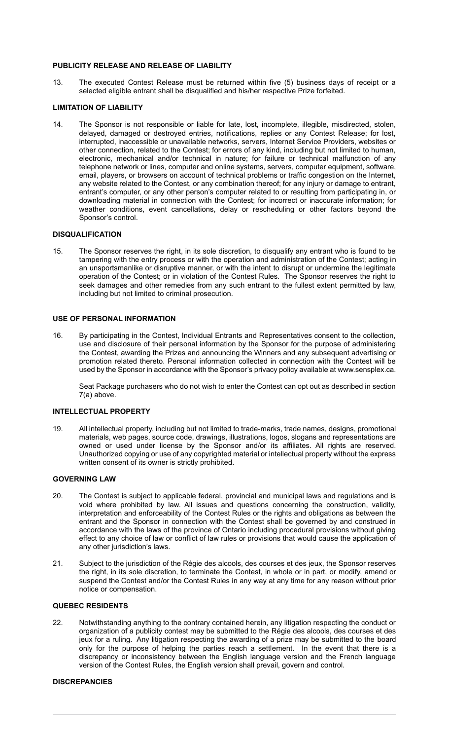#### PUBLICITY RELEASE AND RELEASE OF LIABILITY

13. The executed Contest Release must be returned within five (5) business days of receipt or a selected eligible entrant shall be disqualified and his/her respective Prize forfeited.

#### LIMITATION OF LIABILITY

14. The Sponsor is not responsible or liable for late, lost, incomplete, illegible, misdirected, stolen, delayed, damaged or destroyed entries, notifications, replies or any Contest Release; for lost, interrupted, inaccessible or unavailable networks, servers, Internet Service Providers, websites or other connection, related to the Contest; for errors of any kind, including but not limited to human, electronic, mechanical and/or technical in nature; for failure or technical malfunction of any telephone network or lines, computer and online systems, servers, computer equipment, software, email, players, or browsers on account of technical problems or traffic congestion on the Internet, any website related to the Contest, or any combination thereof; for any injury or damage to entrant, entrant's computer, or any other person's computer related to or resulting from participating in, or downloading material in connection with the Contest; for incorrect or inaccurate information; for weather conditions, event cancellations, delay or rescheduling or other factors beyond the Sponsor's control.

#### DISQUALIFICATION

15. The Sponsor reserves the right, in its sole discretion, to disqualify any entrant who is found to be tampering with the entry process or with the operation and administration of the Contest; acting in an unsportsmanlike or disruptive manner, or with the intent to disrupt or undermine the legitimate operation of the Contest; or in violation of the Contest Rules. The Sponsor reserves the right to seek damages and other remedies from any such entrant to the fullest extent permitted by law, including but not limited to criminal prosecution.

#### USE OF PERSONAL INFORMATION

16. By participating in the Contest, Individual Entrants and Representatives consent to the collection, use and disclosure of their personal information by the Sponsor for the purpose of administering the Contest, awarding the Prizes and announcing the Winners and any subsequent advertising or promotion related thereto. Personal information collected in connection with the Contest will be used by the Sponsor in accordance with the Sponsor's privacy policy available at www.sensplex.ca.

    Seat Package purchasers who do not wish to enter the Contest can opt out as described in section 7(a) above.

#### INTELLECTUAL PROPERTY

19. All intellectual property, including but not limited to trade-marks, trade names, designs, promotional materials, web pages, source code, drawings, illustrations, logos, slogans and representations are owned or used under license by the Sponsor and/or its affiliates. All rights are reserved. Unauthorized copying or use of any copyrighted material or intellectual property without the express written consent of its owner is strictly prohibited.

#### GOVERNING LAW

20. The Contest is subject to applicable federal, provincial and municipal laws and regulations and is void where prohibited by law. All issues and questions concerning the construction, validity, interpretation and enforceability of the Contest Rules or the rights and obligations as between the entrant and the Sponsor in connection with the Contest shall be governed by and construed in accordance with the laws of the province of Ontario including procedural provisions without giving effect to any choice of law or conflict of law rules or provisions that would cause the application of any other jurisdiction's laws.

21. Subject to the jurisdiction of the Régie des alcools, des courses et des jeux, the Sponsor reserves the right, in its sole discretion, to terminate the Contest, in whole or in part, or modify, amend or suspend the Contest and/or the Contest Rules in any way at any time for any reason without prior notice or compensation.

#### QUEBEC RESIDENTS

22. Notwithstanding anything to the contrary contained herein, any litigation respecting the conduct or organization of a publicity contest may be submitted to the Régie des alcools, des courses et des jeux for a ruling. Any litigation respecting the awarding of a prize may be submitted to the board only for the purpose of helping the parties reach a settlement. In the event that there is a discrepancy or inconsistency between the English language version and the French language version of the Contest Rules, the English version shall prevail, govern and control.

#### DISCREPANCIES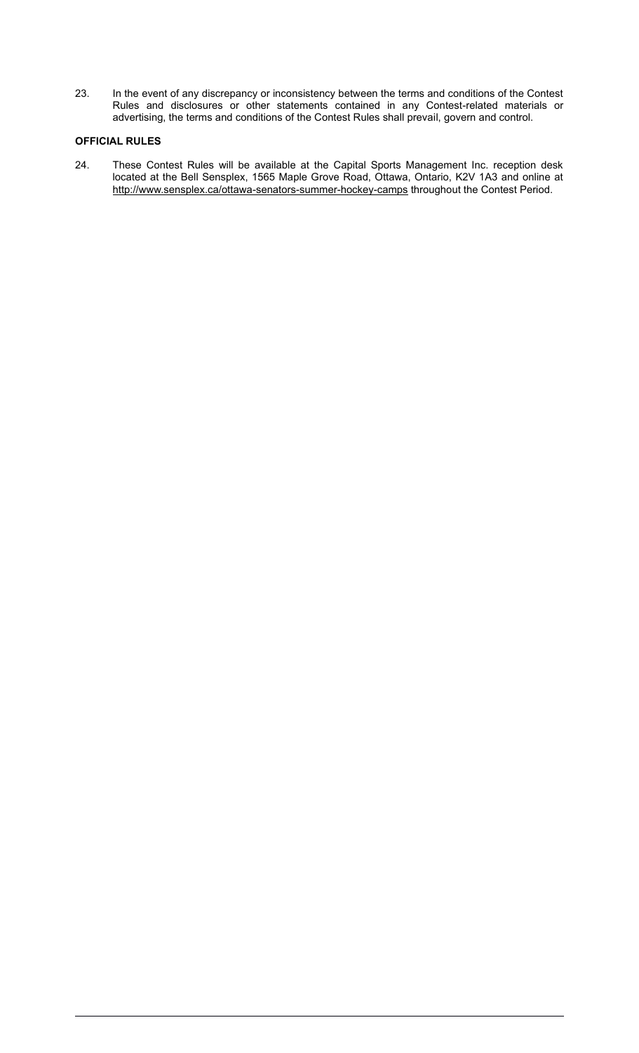23. In the event of any discrepancy or inconsistency between the terms and conditions of the Contest Rules and disclosures or other statements contained in any Contest-related materials or advertising, the terms and conditions of the Contest Rules shall prevail, govern and control.

**OFFICIAL RULES**

24. These Contest Rules will be available at the Capital Sports Management Inc. reception desk located at the Bell Sensplex, 1565 Maple Grove Road, Ottawa, Ontario, K2V 1A3 and online at http://www.sensplex.ca/ottawa-senators-summer-hockey-camps throughout the Contest Period.